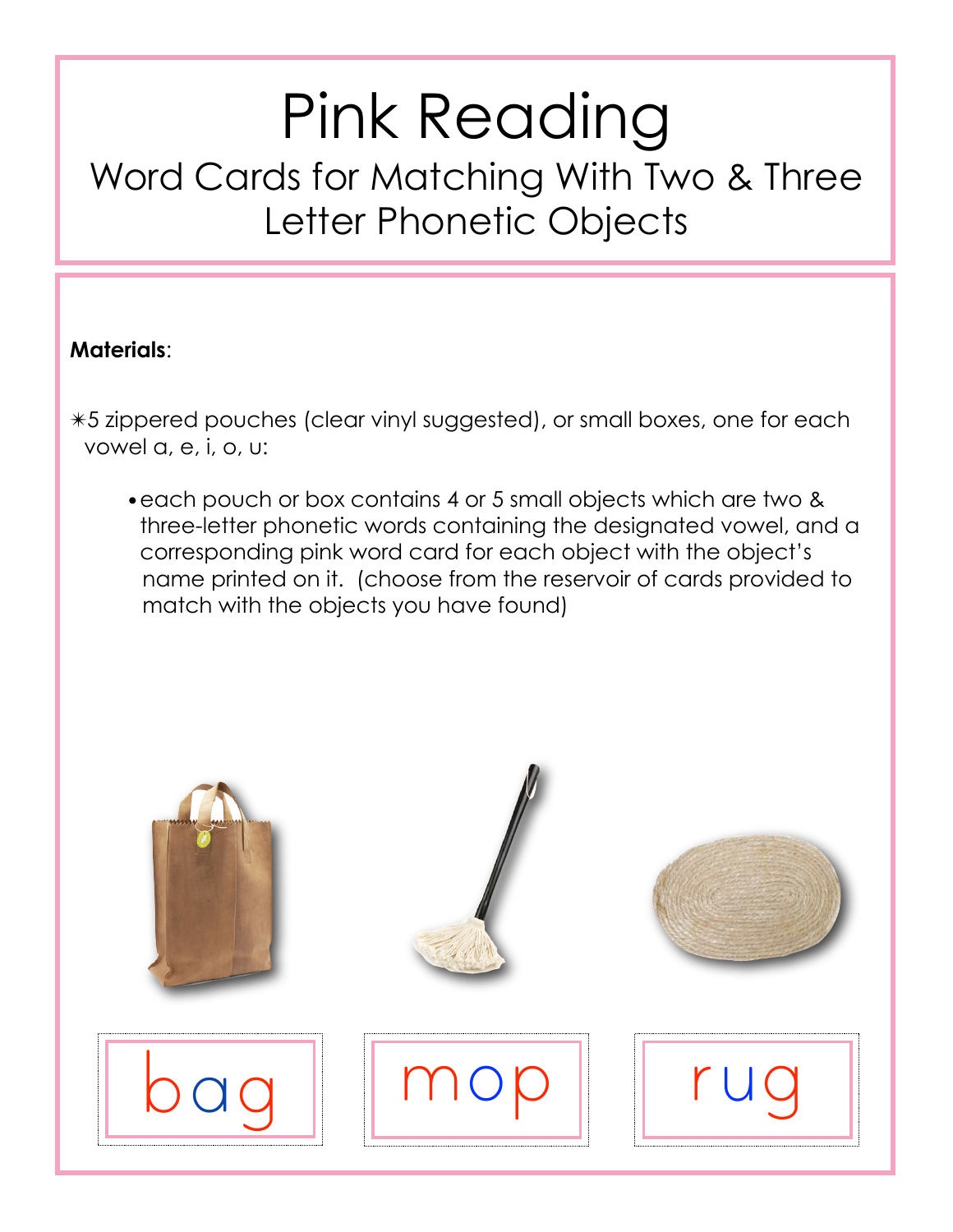# Pink Reading

## Word Cards for Matching With Two & Three Letter Phonetic Objects

**Materials**:

✳5 zippered pouches (clear vinyl suggested), or small boxes, one for each vowel a, e, i, o, u:

- each pouch or box contains 4 or 5 small objects which are two & three-letter phonetic words containing the designated vowel, and a corresponding pink word card for each object with the object's name printed on it. (choose from the reservoir of cards provided to match with the objects you have found)

bag

mop

rug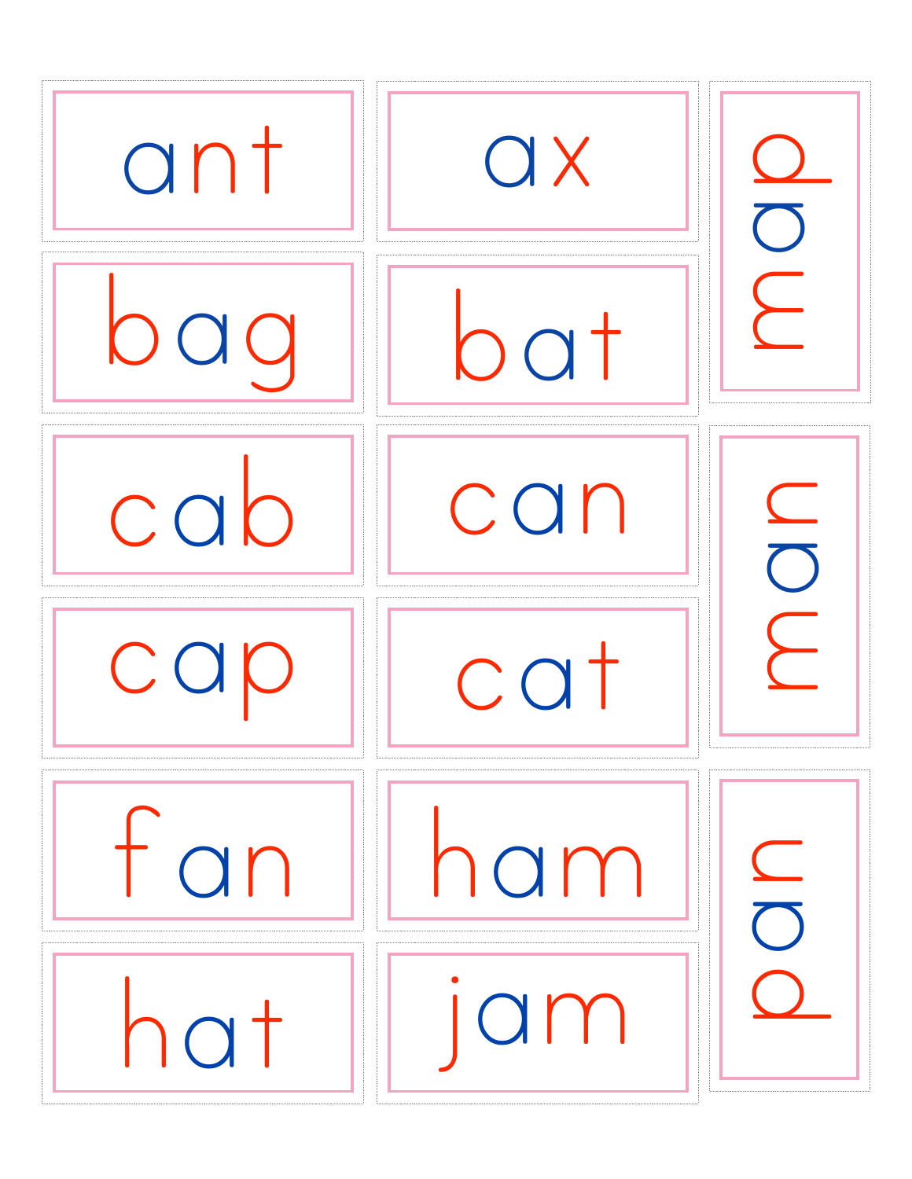ant

ax

map

bag

bat

cab

can

man

cap

cat

fan

ham

pan

hat

jam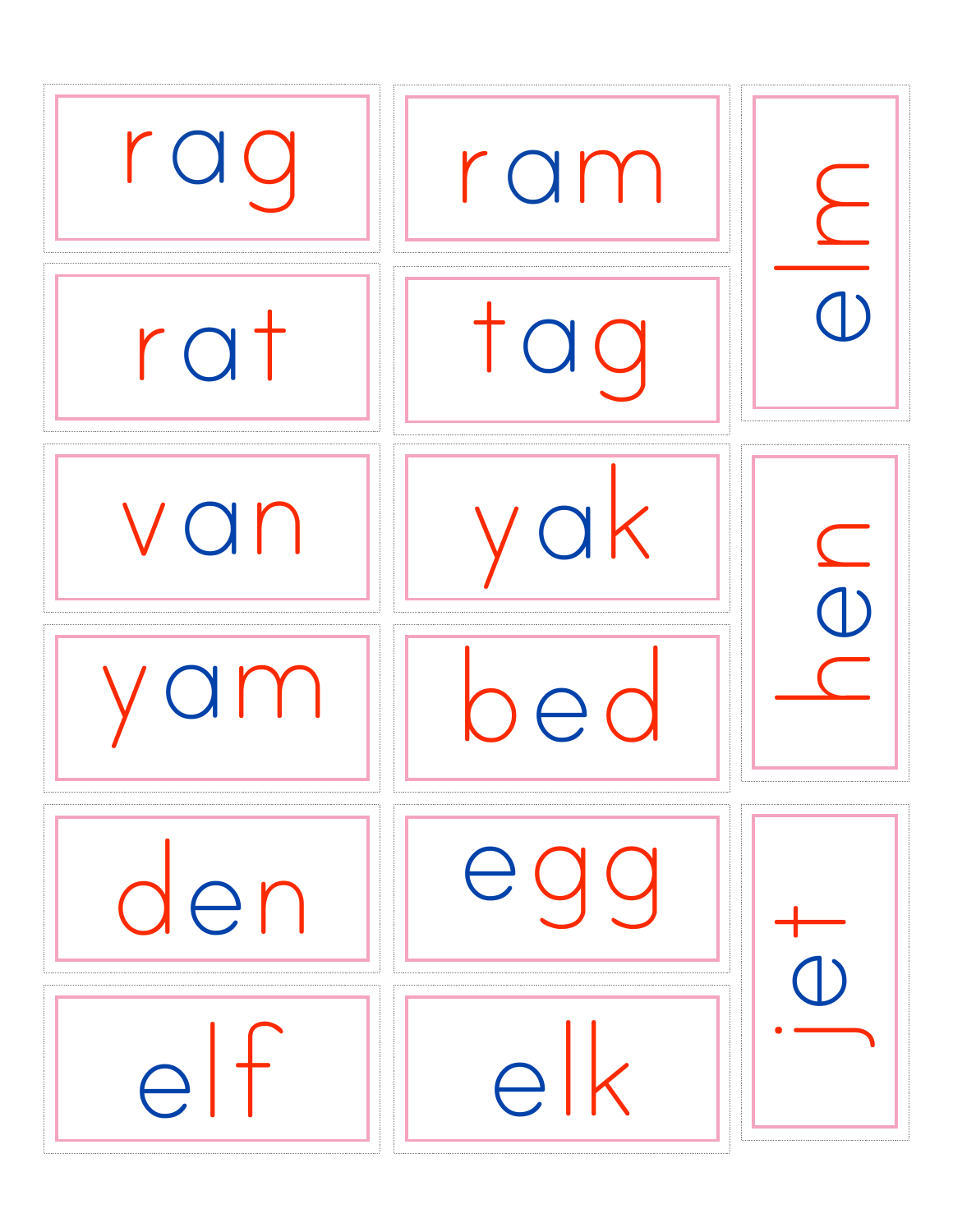rag

ram

elm

rat

tag

van

yak

hen

yam

bed

den

egg

jet

elf

elk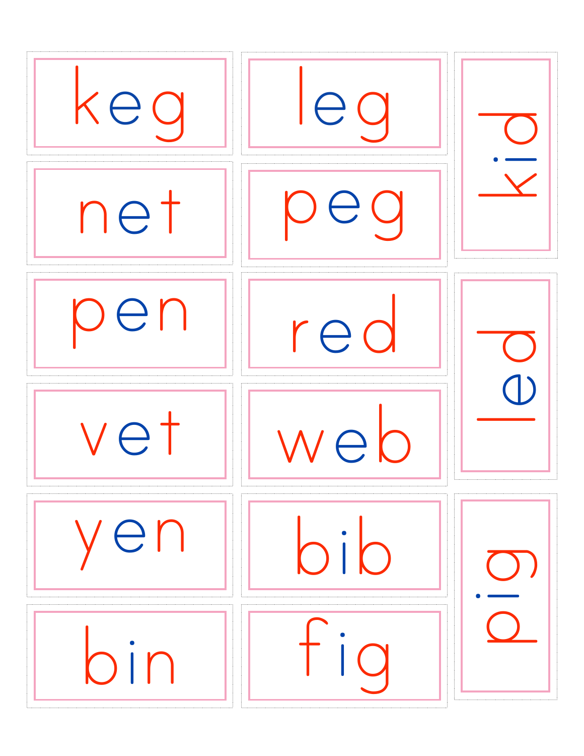keg

leg

kid

net

peg

pen

red

led

vet

web

yen

bib

pig

bin

fig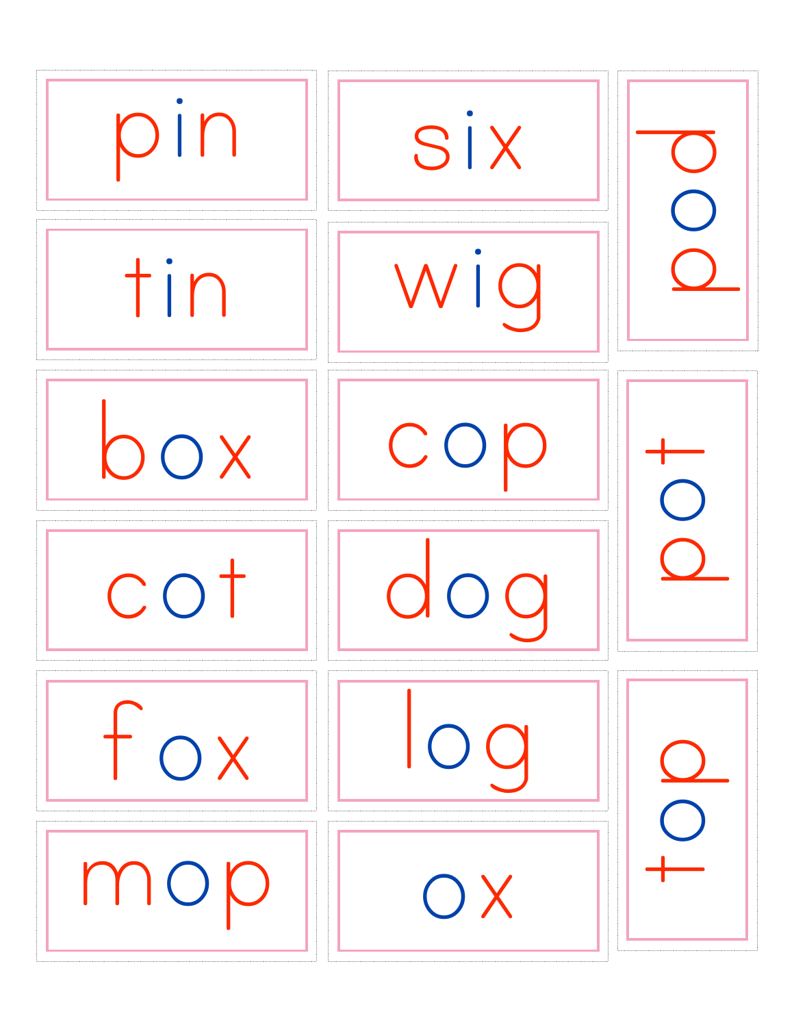pin

six

pod

tin

wig

box

cop

pot

cot

dog

fox

log

top

mop

ox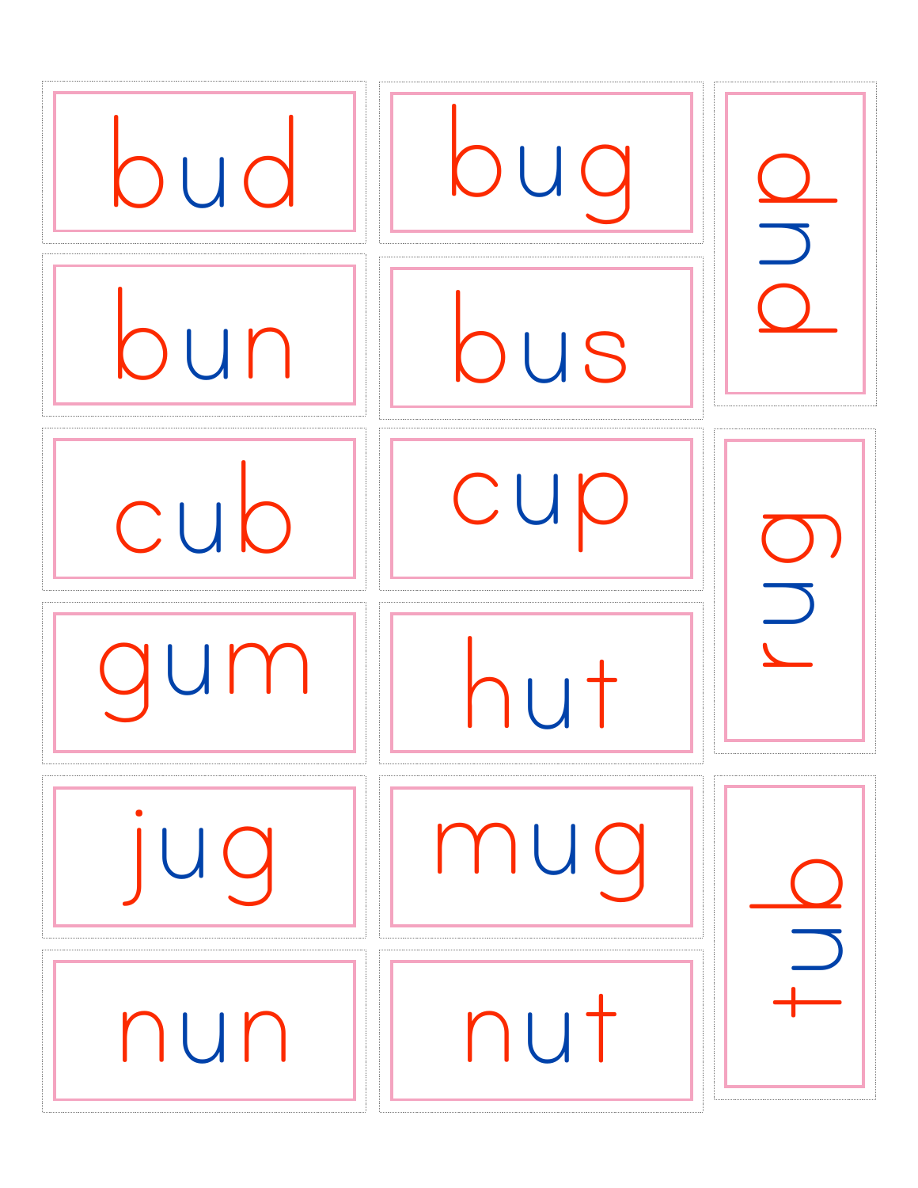bud

bug

pup

bun

bus

cub

cup

rug

gum

hut

jug

mug

tub

nun

nut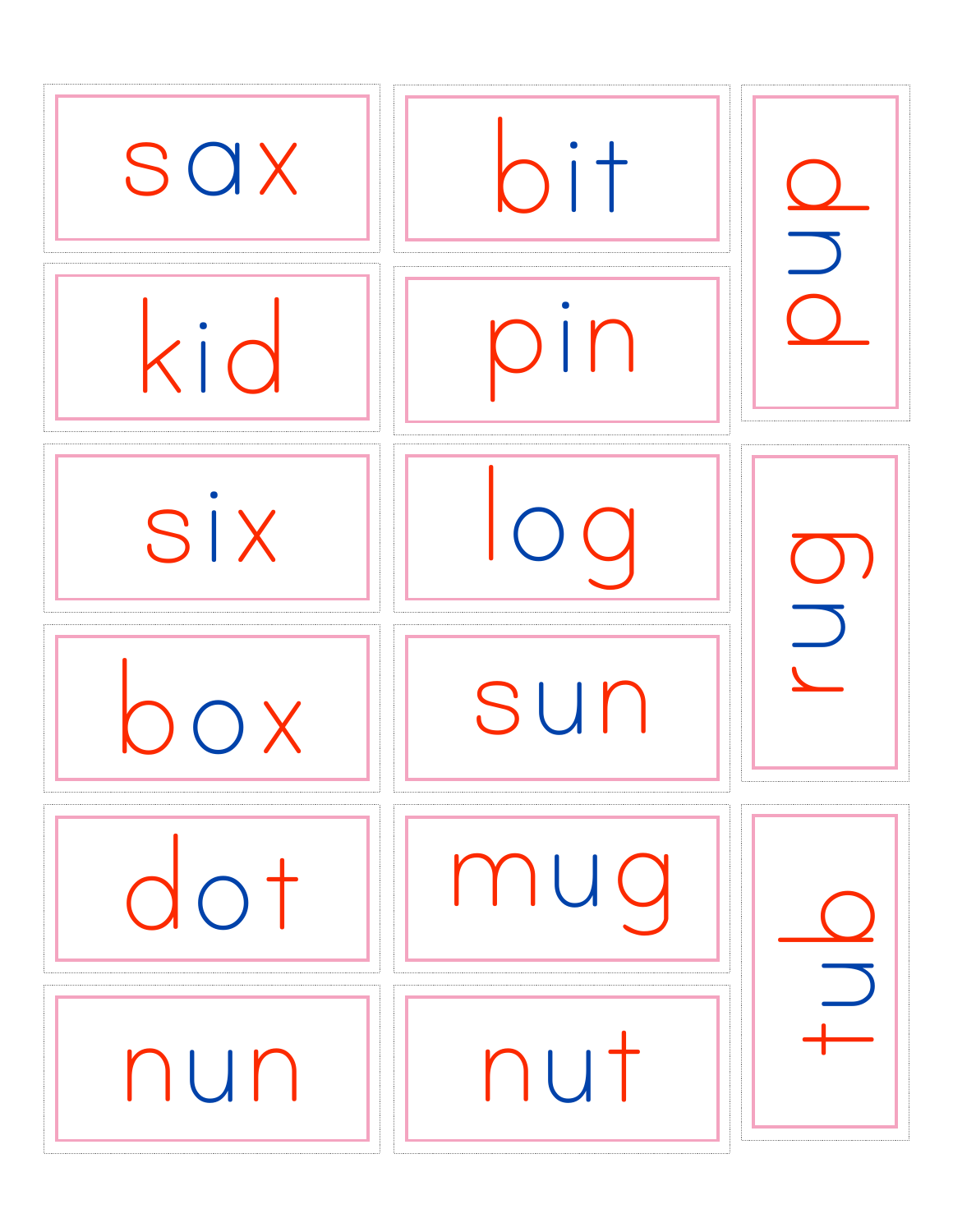sax

bit

pup

kid

pin

six

log

rug

box

sun

dot

mug

tub

nun

nut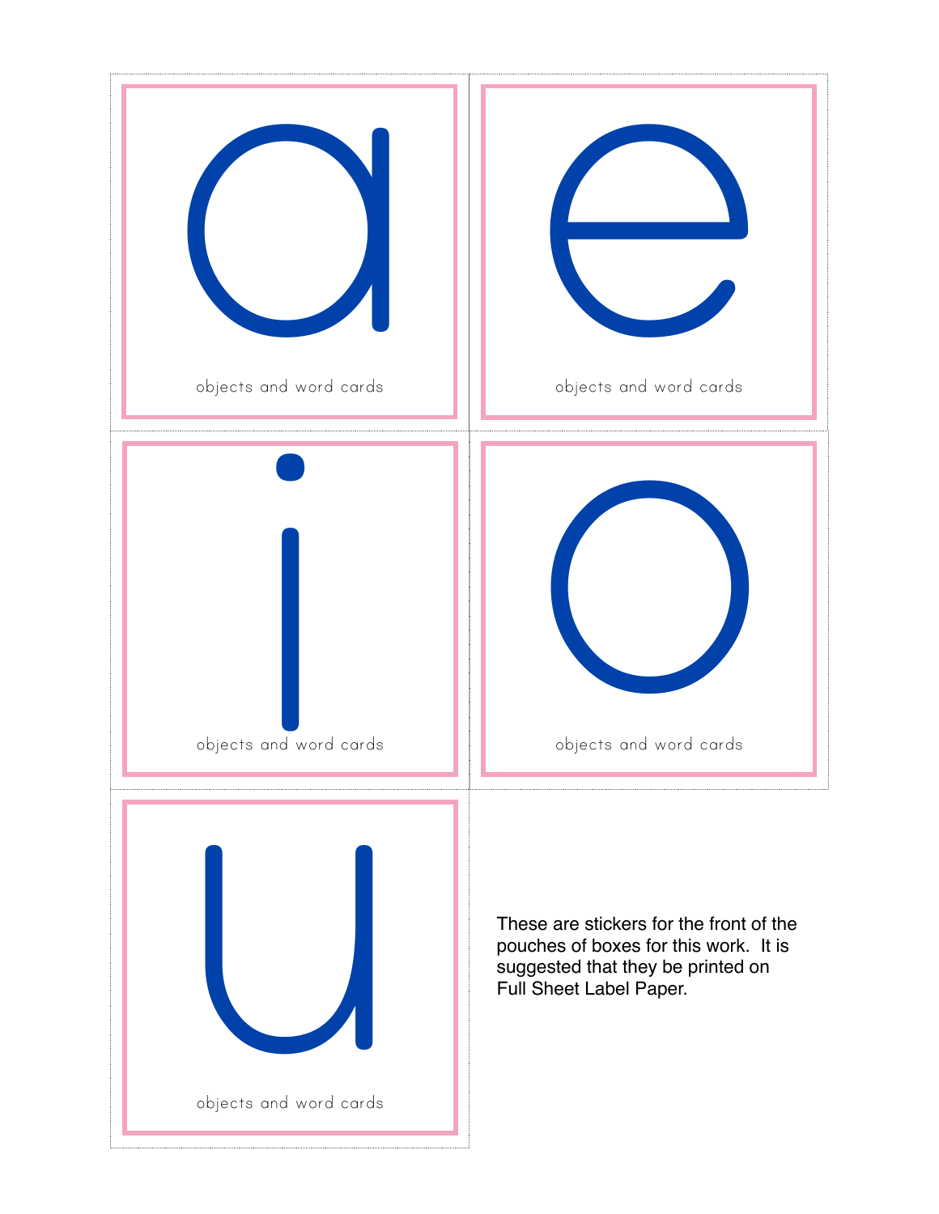a

objects and word cards

e

objects and word cards

i

objects and word cards

o

objects and word cards

u

objects and word cards

These are stickers for the front of the pouches of boxes for this work. It is suggested that they be printed on Full Sheet Label Paper.